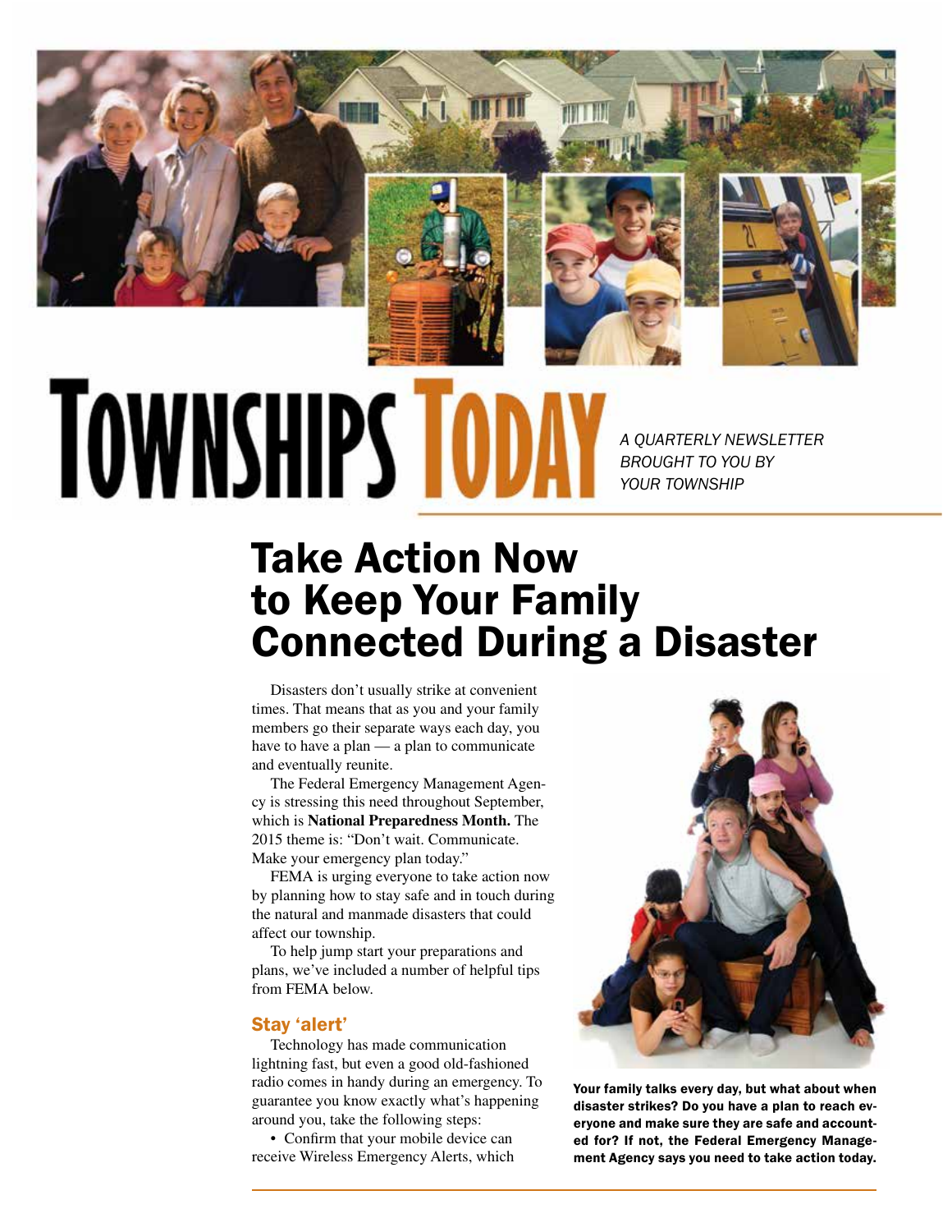# TOWNSHIPS TODAY

*A QUARTERLY NEWSLETTER BROUGHT TO YOU BY YOUR TOWNSHIP*

## Take Action Now to Keep Your Family Connected During a Disaster

Disasters don't usually strike at convenient times. That means that as you and your family members go their separate ways each day, you have to have a plan — a plan to communicate and eventually reunite.

The Federal Emergency Management Agency is stressing this need throughout September, which is **National Preparedness Month.** The 2015 theme is: "Don't wait. Communicate. Make your emergency plan today."

FEMA is urging everyone to take action now by planning how to stay safe and in touch during the natural and manmade disasters that could affect our township.

To help jump start your preparations and plans, we've included a number of helpful tips from FEMA below.

### Stay 'alert'

Technology has made communication lightning fast, but even a good old-fashioned radio comes in handy during an emergency. To guarantee you know exactly what's happening around you, take the following steps:

• Confirm that your mobile device can receive Wireless Emergency Alerts, which

**Your family talks every day, but what about when disaster strikes? Do you have a plan to reach everyone and make sure they are safe and accounted for? If not, the Federal Emergency Management Agency says you need to take action today.**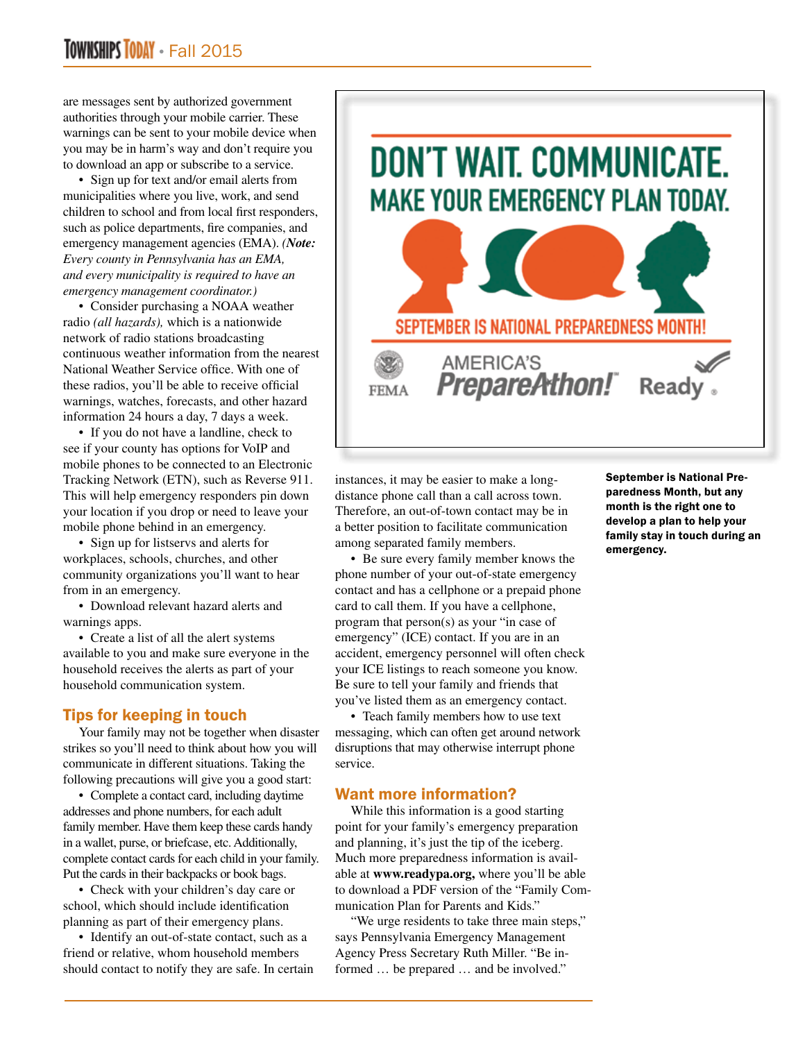are messages sent by authorized government authorities through your mobile carrier. These warnings can be sent to your mobile device when you may be in harm's way and don't require you to download an app or subscribe to a service.

- Sign up for text and/or email alerts from municipalities where you live, work, and send children to school and from local first responders, such as police departments, fire companies, and emergency management agencies (EMA). *(**Note:** Every county in Pennsylvania has an EMA, and every municipality is required to have an emergency management coordinator.)*
- Consider purchasing a NOAA weather radio *(all hazards),* which is a nationwide network of radio stations broadcasting continuous weather information from the nearest National Weather Service office. With one of these radios, you'll be able to receive official warnings, watches, forecasts, and other hazard information 24 hours a day, 7 days a week.
- If you do not have a landline, check to see if your county has options for VoIP and mobile phones to be connected to an Electronic Tracking Network (ETN), such as Reverse 911. This will help emergency responders pin down your location if you drop or need to leave your mobile phone behind in an emergency.
- Sign up for listservs and alerts for workplaces, schools, churches, and other community organizations you'll want to hear from in an emergency.
- Download relevant hazard alerts and warnings apps.
- Create a list of all the alert systems available to you and make sure everyone in the household receives the alerts as part of your household communication system.

## Tips for keeping in touch

Your family may not be together when disaster strikes so you'll need to think about how you will communicate in different situations. Taking the following precautions will give you a good start:

- Complete a contact card, including daytime addresses and phone numbers, for each adult family member. Have them keep these cards handy in a wallet, purse, or briefcase, etc. Additionally, complete contact cards for each child in your family. Put the cards in their backpacks or book bags.
- Check with your children's day care or school, which should include identification planning as part of their emergency plans.
- Identify an out-of-state contact, such as a friend or relative, whom household members should contact to notify they are safe. In certain instances, it may be easier to make a long-distance phone call than a call across town. Therefore, an out-of-town contact may be in a better position to facilitate communication among separated family members.
- Be sure every family member knows the phone number of your out-of-state emergency contact and has a cellphone or a prepaid phone card to call them. If you have a cellphone, program that person(s) as your "in case of emergency" (ICE) contact. If you are in an accident, emergency personnel will often check your ICE listings to reach someone you know. Be sure to tell your family and friends that you've listed them as an emergency contact.
- Teach family members how to use text messaging, which can often get around network disruptions that may otherwise interrupt phone service.

DON'T WAIT. COMMUNICATE.
MAKE YOUR EMERGENCY PLAN TODAY.
SEPTEMBER IS NATIONAL PREPAREDNESS MONTH!
FEMA
AMERICA'S PrepareAthon!
Ready

**September is National Preparedness Month, but any month is the right one to develop a plan to help your family stay in touch during an emergency.**

## Want more information?

While this information is a good starting point for your family's emergency preparation and planning, it's just the tip of the iceberg. Much more preparedness information is available at **www.readypa.org,** where you'll be able to download a PDF version of the "Family Communication Plan for Parents and Kids."

"We urge residents to take three main steps," says Pennsylvania Emergency Management Agency Press Secretary Ruth Miller. "Be informed … be prepared … and be involved."